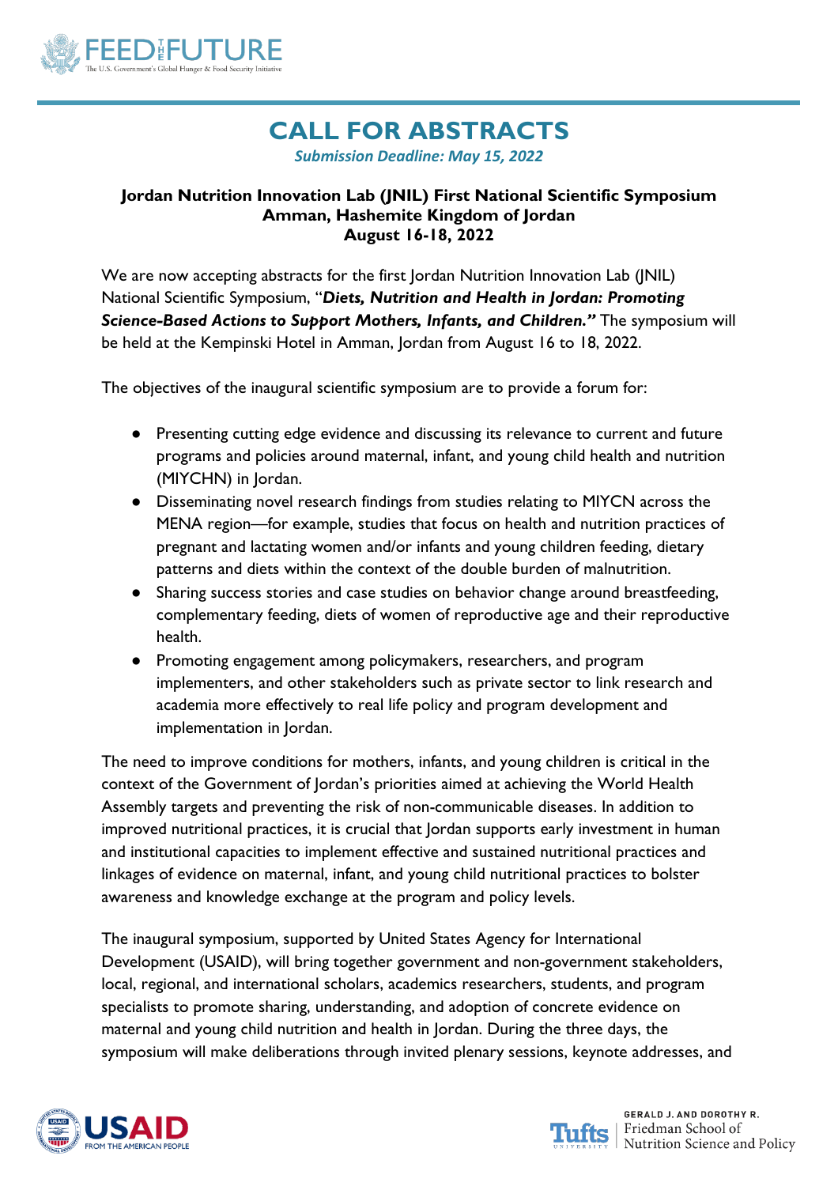# CALL FOR ABSTRACTS

***Submission Deadline: May 15, 2022***

**Jordan Nutrition Innovation Lab (JNIL) First National Scientific Symposium**
**Amman, Hashemite Kingdom of Jordan**
**August 16-18, 2022**

We are now accepting abstracts for the first Jordan Nutrition Innovation Lab (JNIL) National Scientific Symposium, "***Diets, Nutrition and Health in Jordan: Promoting Science-Based Actions to Support Mothers, Infants, and Children."*** The symposium will be held at the Kempinski Hotel in Amman, Jordan from August 16 to 18, 2022.

The objectives of the inaugural scientific symposium are to provide a forum for:

- Presenting cutting edge evidence and discussing its relevance to current and future programs and policies around maternal, infant, and young child health and nutrition (MIYCHN) in Jordan.
- Disseminating novel research findings from studies relating to MIYCN across the MENA region—for example, studies that focus on health and nutrition practices of pregnant and lactating women and/or infants and young children feeding, dietary patterns and diets within the context of the double burden of malnutrition.
- Sharing success stories and case studies on behavior change around breastfeeding, complementary feeding, diets of women of reproductive age and their reproductive health.
- Promoting engagement among policymakers, researchers, and program implementers, and other stakeholders such as private sector to link research and academia more effectively to real life policy and program development and implementation in Jordan.

The need to improve conditions for mothers, infants, and young children is critical in the context of the Government of Jordan's priorities aimed at achieving the World Health Assembly targets and preventing the risk of non-communicable diseases. In addition to improved nutritional practices, it is crucial that Jordan supports early investment in human and institutional capacities to implement effective and sustained nutritional practices and linkages of evidence on maternal, infant, and young child nutritional practices to bolster awareness and knowledge exchange at the program and policy levels.

The inaugural symposium, supported by United States Agency for International Development (USAID), will bring together government and non-government stakeholders, local, regional, and international scholars, academics researchers, students, and program specialists to promote sharing, understanding, and adoption of concrete evidence on maternal and young child nutrition and health in Jordan. During the three days, the symposium will make deliberations through invited plenary sessions, keynote addresses, and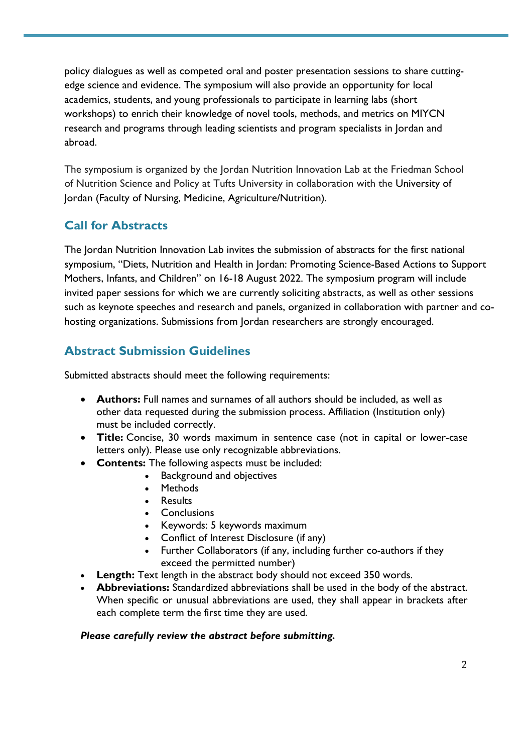policy dialogues as well as competed oral and poster presentation sessions to share cutting-edge science and evidence. The symposium will also provide an opportunity for local academics, students, and young professionals to participate in learning labs (short workshops) to enrich their knowledge of novel tools, methods, and metrics on MIYCN research and programs through leading scientists and program specialists in Jordan and abroad.

The symposium is organized by the Jordan Nutrition Innovation Lab at the Friedman School of Nutrition Science and Policy at Tufts University in collaboration with the University of Jordan (Faculty of Nursing, Medicine, Agriculture/Nutrition).

## Call for Abstracts

The Jordan Nutrition Innovation Lab invites the submission of abstracts for the first national symposium, "Diets, Nutrition and Health in Jordan: Promoting Science-Based Actions to Support Mothers, Infants, and Children" on 16-18 August 2022. The symposium program will include invited paper sessions for which we are currently soliciting abstracts, as well as other sessions such as keynote speeches and research and panels, organized in collaboration with partner and co-hosting organizations. Submissions from Jordan researchers are strongly encouraged.

## Abstract Submission Guidelines

Submitted abstracts should meet the following requirements:

- **Authors:** Full names and surnames of all authors should be included, as well as other data requested during the submission process. Affiliation (Institution only) must be included correctly.
- **Title:** Concise, 30 words maximum in sentence case (not in capital or lower-case letters only). Please use only recognizable abbreviations.
- **Contents:** The following aspects must be included:
  - Background and objectives
  - Methods
  - Results
  - Conclusions
  - Keywords: 5 keywords maximum
  - Conflict of Interest Disclosure (if any)
  - Further Collaborators (if any, including further co-authors if they exceed the permitted number)
- **Length:** Text length in the abstract body should not exceed 350 words.
- **Abbreviations:** Standardized abbreviations shall be used in the body of the abstract. When specific or unusual abbreviations are used, they shall appear in brackets after each complete term the first time they are used.

***Please carefully review the abstract before submitting.***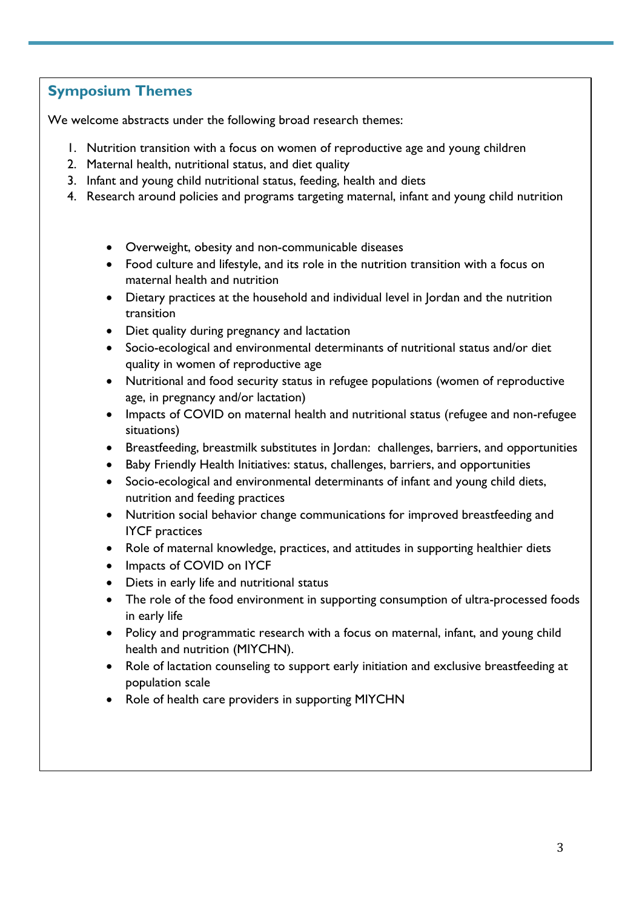## Symposium Themes

We welcome abstracts under the following broad research themes:

1. Nutrition transition with a focus on women of reproductive age and young children
2. Maternal health, nutritional status, and diet quality
3. Infant and young child nutritional status, feeding, health and diets
4. Research around policies and programs targeting maternal, infant and young child nutrition

- Overweight, obesity and non-communicable diseases
- Food culture and lifestyle, and its role in the nutrition transition with a focus on maternal health and nutrition
- Dietary practices at the household and individual level in Jordan and the nutrition transition
- Diet quality during pregnancy and lactation
- Socio-ecological and environmental determinants of nutritional status and/or diet quality in women of reproductive age
- Nutritional and food security status in refugee populations (women of reproductive age, in pregnancy and/or lactation)
- Impacts of COVID on maternal health and nutritional status (refugee and non-refugee situations)
- Breastfeeding, breastmilk substitutes in Jordan: challenges, barriers, and opportunities
- Baby Friendly Health Initiatives: status, challenges, barriers, and opportunities
- Socio-ecological and environmental determinants of infant and young child diets, nutrition and feeding practices
- Nutrition social behavior change communications for improved breastfeeding and IYCF practices
- Role of maternal knowledge, practices, and attitudes in supporting healthier diets
- Impacts of COVID on IYCF
- Diets in early life and nutritional status
- The role of the food environment in supporting consumption of ultra-processed foods in early life
- Policy and programmatic research with a focus on maternal, infant, and young child health and nutrition (MIYCHN).
- Role of lactation counseling to support early initiation and exclusive breastfeeding at population scale
- Role of health care providers in supporting MIYCHN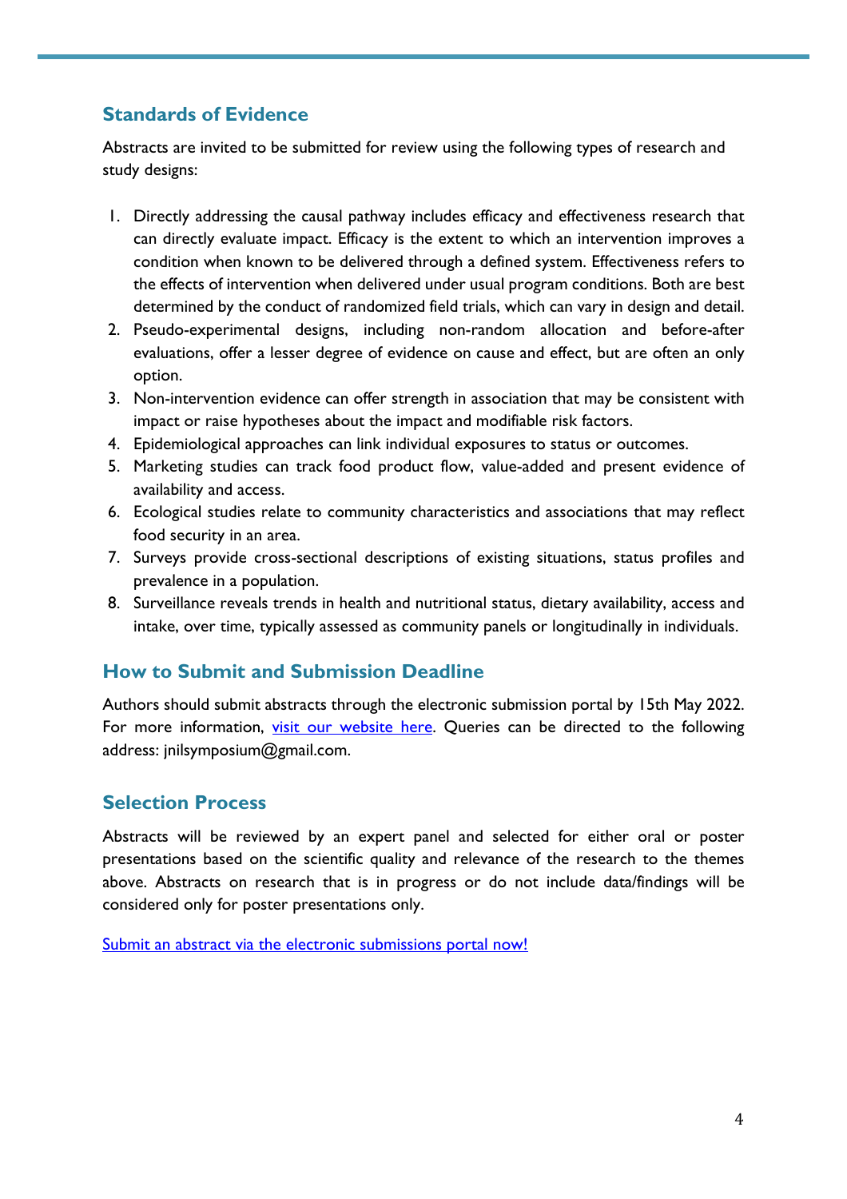## Standards of Evidence

Abstracts are invited to be submitted for review using the following types of research and study designs:

1. Directly addressing the causal pathway includes efficacy and effectiveness research that can directly evaluate impact. Efficacy is the extent to which an intervention improves a condition when known to be delivered through a defined system. Effectiveness refers to the effects of intervention when delivered under usual program conditions. Both are best determined by the conduct of randomized field trials, which can vary in design and detail.
2. Pseudo-experimental designs, including non-random allocation and before-after evaluations, offer a lesser degree of evidence on cause and effect, but are often an only option.
3. Non-intervention evidence can offer strength in association that may be consistent with impact or raise hypotheses about the impact and modifiable risk factors.
4. Epidemiological approaches can link individual exposures to status or outcomes.
5. Marketing studies can track food product flow, value-added and present evidence of availability and access.
6. Ecological studies relate to community characteristics and associations that may reflect food security in an area.
7. Surveys provide cross-sectional descriptions of existing situations, status profiles and prevalence in a population.
8. Surveillance reveals trends in health and nutritional status, dietary availability, access and intake, over time, typically assessed as community panels or longitudinally in individuals.

## How to Submit and Submission Deadline

Authors should submit abstracts through the electronic submission portal by 15th May 2022. For more information, visit our website here. Queries can be directed to the following address: jnilsymposium@gmail.com.

## Selection Process

Abstracts will be reviewed by an expert panel and selected for either oral or poster presentations based on the scientific quality and relevance of the research to the themes above. Abstracts on research that is in progress or do not include data/findings will be considered only for poster presentations only.

Submit an abstract via the electronic submissions portal now!